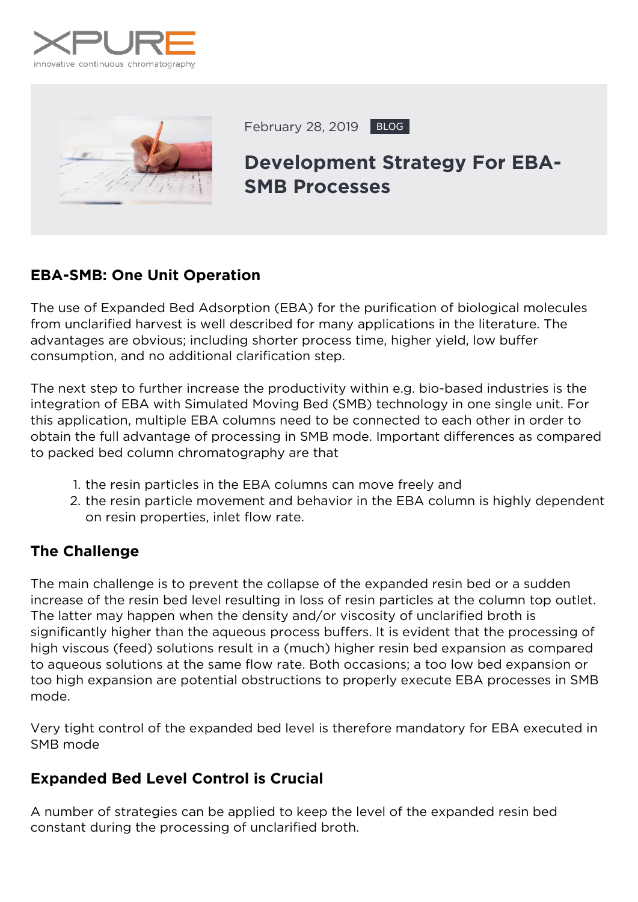February 28, 2019 BLOG

# Development Strategy For EBA-SMB Processes

## EBA-SMB: One Unit Operation

The use of Expanded Bed Adsorption (EBA) for the purification of biological molecules from unclarified harvest is well described for many applications in the literature. The advantages are obvious; including shorter process time, higher yield, low buffer consumption, and no additional clarification step.

The next step to further increase the productivity within e.g. bio-based industries is the integration of EBA with Simulated Moving Bed (SMB) technology in one single unit. For this application, multiple EBA columns need to be connected to each other in order to obtain the full advantage of processing in SMB mode. Important differences as compared to packed bed column chromatography are that

1. the resin particles in the EBA columns can move freely and
2. the resin particle movement and behavior in the EBA column is highly dependent on resin properties, inlet flow rate.

## The Challenge

The main challenge is to prevent the collapse of the expanded resin bed or a sudden increase of the resin bed level resulting in loss of resin particles at the column top outlet. The latter may happen when the density and/or viscosity of unclarified broth is significantly higher than the aqueous process buffers. It is evident that the processing of high viscous (feed) solutions result in a (much) higher resin bed expansion as compared to aqueous solutions at the same flow rate. Both occasions; a too low bed expansion or too high expansion are potential obstructions to properly execute EBA processes in SMB mode.

Very tight control of the expanded bed level is therefore mandatory for EBA executed in SMB mode

## Expanded Bed Level Control is Crucial

A number of strategies can be applied to keep the level of the expanded resin bed constant during the processing of unclarified broth.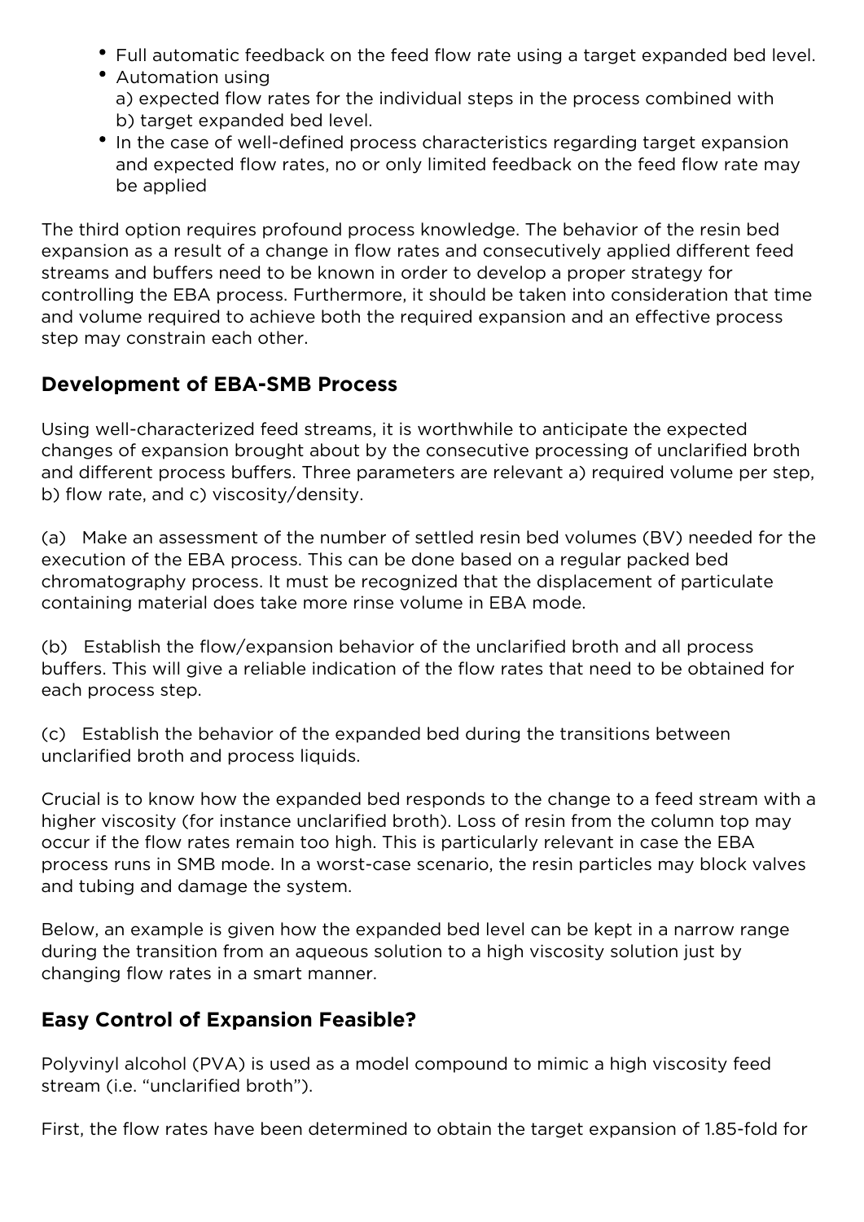- Full automatic feedback on the feed flow rate using a target expanded bed level.
- Automation using
  a) expected flow rates for the individual steps in the process combined with
  b) target expanded bed level.
- In the case of well-defined process characteristics regarding target expansion and expected flow rates, no or only limited feedback on the feed flow rate may be applied

The third option requires profound process knowledge. The behavior of the resin bed expansion as a result of a change in flow rates and consecutively applied different feed streams and buffers need to be known in order to develop a proper strategy for controlling the EBA process. Furthermore, it should be taken into consideration that time and volume required to achieve both the required expansion and an effective process step may constrain each other.

## Development of EBA-SMB Process

Using well-characterized feed streams, it is worthwhile to anticipate the expected changes of expansion brought about by the consecutive processing of unclarified broth and different process buffers. Three parameters are relevant a) required volume per step, b) flow rate, and c) viscosity/density.

(a) Make an assessment of the number of settled resin bed volumes (BV) needed for the execution of the EBA process. This can be done based on a regular packed bed chromatography process. It must be recognized that the displacement of particulate containing material does take more rinse volume in EBA mode.

(b) Establish the flow/expansion behavior of the unclarified broth and all process buffers. This will give a reliable indication of the flow rates that need to be obtained for each process step.

(c) Establish the behavior of the expanded bed during the transitions between unclarified broth and process liquids.

Crucial is to know how the expanded bed responds to the change to a feed stream with a higher viscosity (for instance unclarified broth). Loss of resin from the column top may occur if the flow rates remain too high. This is particularly relevant in case the EBA process runs in SMB mode. In a worst-case scenario, the resin particles may block valves and tubing and damage the system.

Below, an example is given how the expanded bed level can be kept in a narrow range during the transition from an aqueous solution to a high viscosity solution just by changing flow rates in a smart manner.

## Easy Control of Expansion Feasible?

Polyvinyl alcohol (PVA) is used as a model compound to mimic a high viscosity feed stream (i.e. "unclarified broth").

First, the flow rates have been determined to obtain the target expansion of 1.85-fold for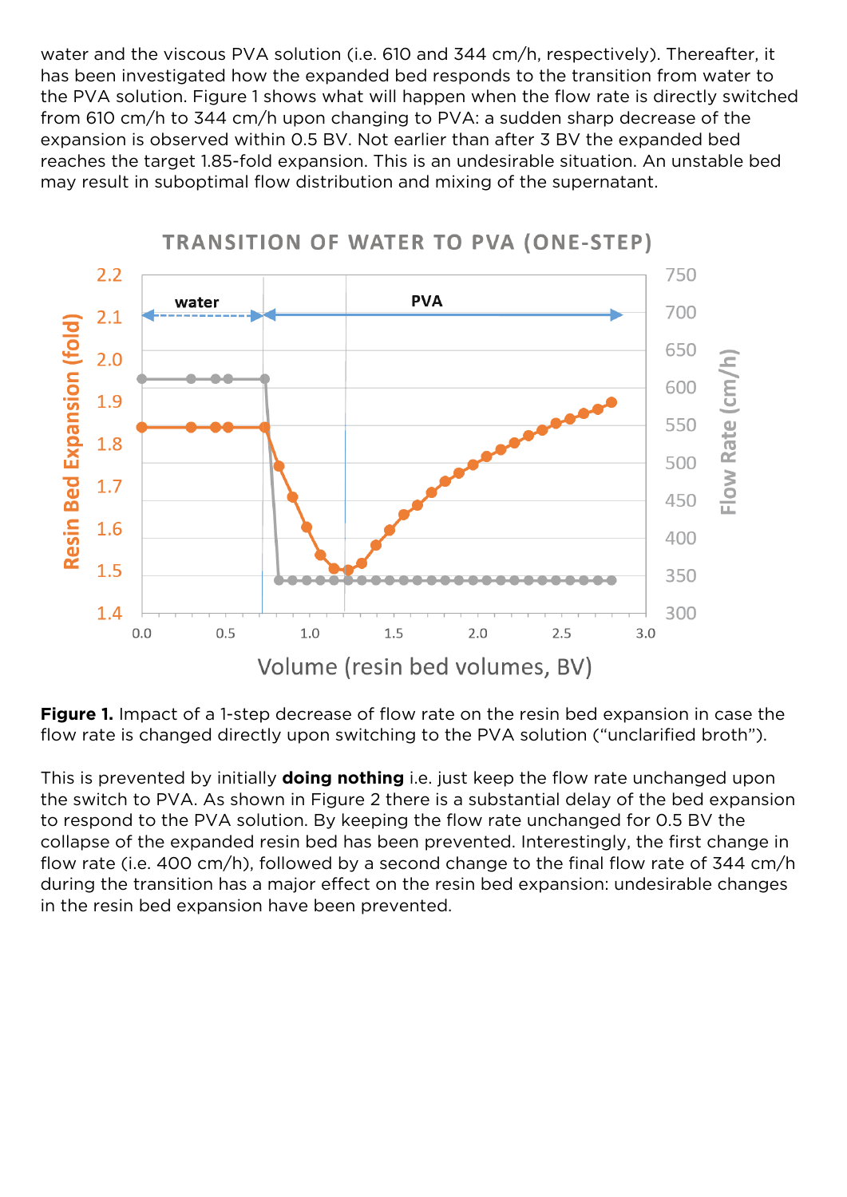water and the viscous PVA solution (i.e. 610 and 344 cm/h, respectively). Thereafter, it has been investigated how the expanded bed responds to the transition from water to the PVA solution. Figure 1 shows what will happen when the flow rate is directly switched from 610 cm/h to 344 cm/h upon changing to PVA: a sudden sharp decrease of the expansion is observed within 0.5 BV. Not earlier than after 3 BV the expanded bed reaches the target 1.85-fold expansion. This is an undesirable situation. An unstable bed may result in suboptimal flow distribution and mixing of the supernatant.

**Figure 1.** Impact of a 1-step decrease of flow rate on the resin bed expansion in case the flow rate is changed directly upon switching to the PVA solution (“unclarified broth”).

This is prevented by initially **doing nothing** i.e. just keep the flow rate unchanged upon the switch to PVA. As shown in Figure 2 there is a substantial delay of the bed expansion to respond to the PVA solution. By keeping the flow rate unchanged for 0.5 BV the collapse of the expanded resin bed has been prevented. Interestingly, the first change in flow rate (i.e. 400 cm/h), followed by a second change to the final flow rate of 344 cm/h during the transition has a major effect on the resin bed expansion: undesirable changes in the resin bed expansion have been prevented.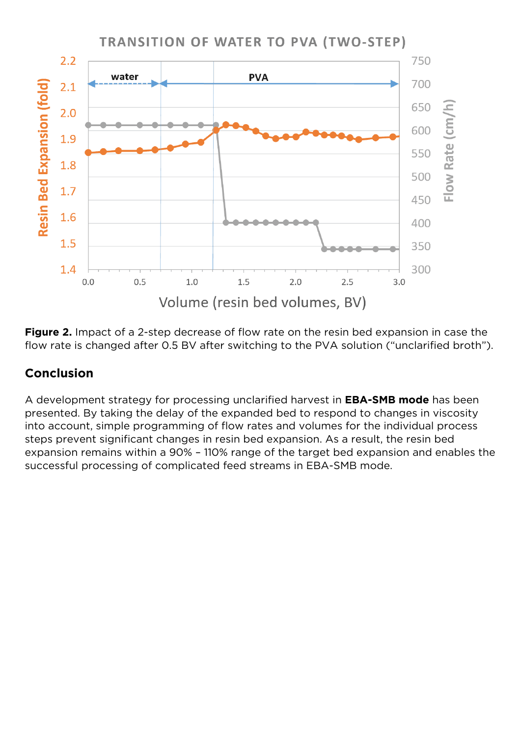TRANSITION OF WATER TO PVA (TWO-STEP)

water

PVA

Resin Bed Expansion (fold)

2.2
2.1
2.0
1.9
1.8
1.7
1.6
1.5
1.4

Flow Rate (cm/h)

750
700
650
600
550
500
450
400
350
300

0.0
0.5
1.0
1.5
2.0
2.5
3.0

Volume (resin bed volumes, BV)

**Figure 2.** Impact of a 2-step decrease of flow rate on the resin bed expansion in case the flow rate is changed after 0.5 BV after switching to the PVA solution (“unclarified broth”).

## Conclusion

A development strategy for processing unclarified harvest in **EBA-SMB mode** has been presented. By taking the delay of the expanded bed to respond to changes in viscosity into account, simple programming of flow rates and volumes for the individual process steps prevent significant changes in resin bed expansion. As a result, the resin bed expansion remains within a 90% – 110% range of the target bed expansion and enables the successful processing of complicated feed streams in EBA-SMB mode.